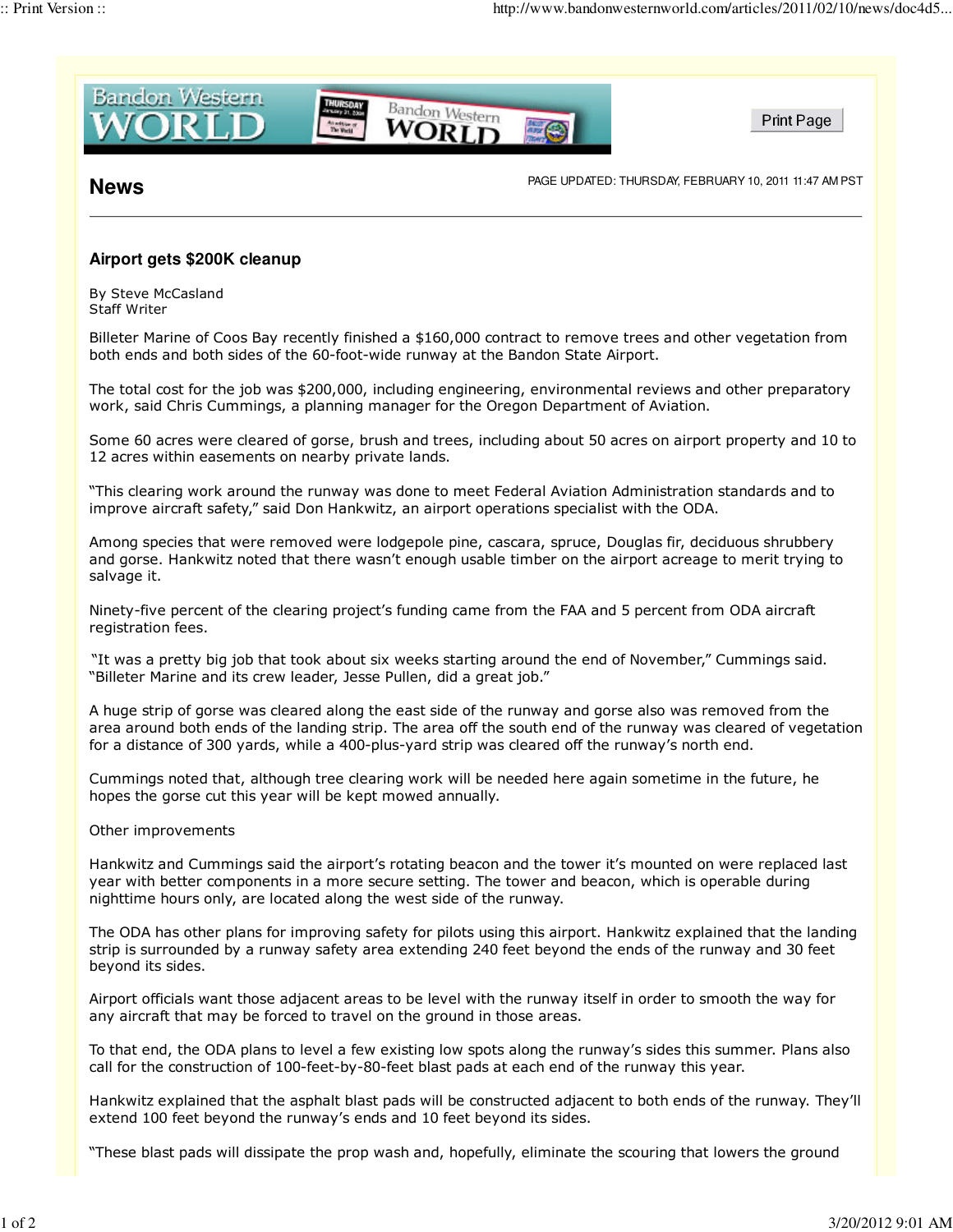**Bandon Western World**

## News

PAGE UPDATED: THURSDAY, FEBRUARY 10, 2011 11:47 AM PST

### Airport gets $200K cleanup

By Steve McCasland
Staff Writer

Billeter Marine of Coos Bay recently finished a $160,000 contract to remove trees and other vegetation from both ends and both sides of the 60-foot-wide runway at the Bandon State Airport.

The total cost for the job was $200,000, including engineering, environmental reviews and other preparatory work, said Chris Cummings, a planning manager for the Oregon Department of Aviation.

Some 60 acres were cleared of gorse, brush and trees, including about 50 acres on airport property and 10 to 12 acres within easements on nearby private lands.

"This clearing work around the runway was done to meet Federal Aviation Administration standards and to improve aircraft safety," said Don Hankwitz, an airport operations specialist with the ODA.

Among species that were removed were lodgepole pine, cascara, spruce, Douglas fir, deciduous shrubbery and gorse. Hankwitz noted that there wasn't enough usable timber on the airport acreage to merit trying to salvage it.

Ninety-five percent of the clearing project's funding came from the FAA and 5 percent from ODA aircraft registration fees.

"It was a pretty big job that took about six weeks starting around the end of November," Cummings said. "Billeter Marine and its crew leader, Jesse Pullen, did a great job."

A huge strip of gorse was cleared along the east side of the runway and gorse also was removed from the area around both ends of the landing strip. The area off the south end of the runway was cleared of vegetation for a distance of 300 yards, while a 400-plus-yard strip was cleared off the runway's north end.

Cummings noted that, although tree clearing work will be needed here again sometime in the future, he hopes the gorse cut this year will be kept mowed annually.

Other improvements

Hankwitz and Cummings said the airport's rotating beacon and the tower it's mounted on were replaced last year with better components in a more secure setting. The tower and beacon, which is operable during nighttime hours only, are located along the west side of the runway.

The ODA has other plans for improving safety for pilots using this airport. Hankwitz explained that the landing strip is surrounded by a runway safety area extending 240 feet beyond the ends of the runway and 30 feet beyond its sides.

Airport officials want those adjacent areas to be level with the runway itself in order to smooth the way for any aircraft that may be forced to travel on the ground in those areas.

To that end, the ODA plans to level a few existing low spots along the runway's sides this summer. Plans also call for the construction of 100-feet-by-80-feet blast pads at each end of the runway this year.

Hankwitz explained that the asphalt blast pads will be constructed adjacent to both ends of the runway. They'll extend 100 feet beyond the runway's ends and 10 feet beyond its sides.

"These blast pads will dissipate the prop wash and, hopefully, eliminate the scouring that lowers the ground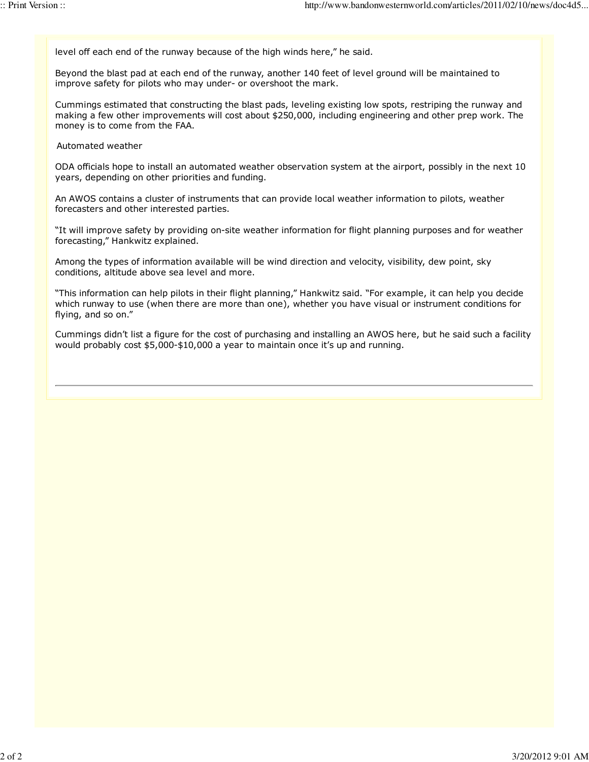level off each end of the runway because of the high winds here," he said.

Beyond the blast pad at each end of the runway, another 140 feet of level ground will be maintained to improve safety for pilots who may under- or overshoot the mark.

Cummings estimated that constructing the blast pads, leveling existing low spots, restriping the runway and making a few other improvements will cost about $250,000, including engineering and other prep work. The money is to come from the FAA.

## Automated weather

ODA officials hope to install an automated weather observation system at the airport, possibly in the next 10 years, depending on other priorities and funding.

An AWOS contains a cluster of instruments that can provide local weather information to pilots, weather forecasters and other interested parties.

"It will improve safety by providing on-site weather information for flight planning purposes and for weather forecasting," Hankwitz explained.

Among the types of information available will be wind direction and velocity, visibility, dew point, sky conditions, altitude above sea level and more.

"This information can help pilots in their flight planning," Hankwitz said. "For example, it can help you decide which runway to use (when there are more than one), whether you have visual or instrument conditions for flying, and so on."

Cummings didn't list a figure for the cost of purchasing and installing an AWOS here, but he said such a facility would probably cost $5,000-$10,000 a year to maintain once it's up and running.

---